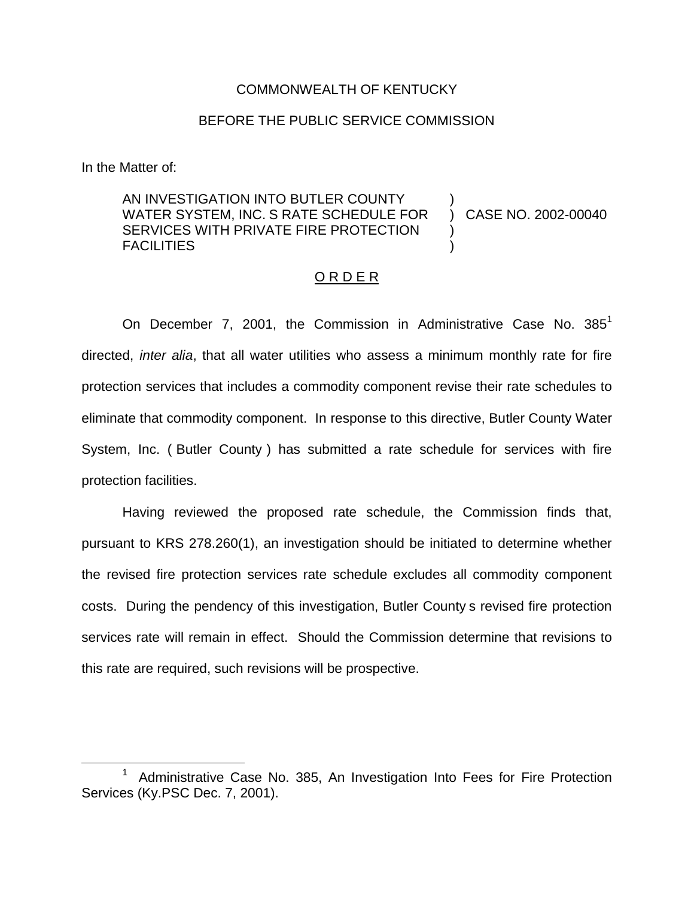COMMONWEALTH OF KENTUCKY

BEFORE THE PUBLIC SERVICE COMMISSION

In the Matter of:

AN INVESTIGATION INTO BUTLER COUNTY WATER SYSTEM, INC. S RATE SCHEDULE FOR SERVICES WITH PRIVATE FIRE PROTECTION FACILITIES ) CASE NO. 2002-00040

O R D E R

On December 7, 2001, the Commission in Administrative Case No. 385[1] directed, *inter alia*, that all water utilities who assess a minimum monthly rate for fire protection services that includes a commodity component revise their rate schedules to eliminate that commodity component. In response to this directive, Butler County Water System, Inc. ( Butler County ) has submitted a rate schedule for services with fire protection facilities.

Having reviewed the proposed rate schedule, the Commission finds that, pursuant to KRS 278.260(1), an investigation should be initiated to determine whether the revised fire protection services rate schedule excludes all commodity component costs. During the pendency of this investigation, Butler County s revised fire protection services rate will remain in effect. Should the Commission determine that revisions to this rate are required, such revisions will be prospective.

[1] Administrative Case No. 385, An Investigation Into Fees for Fire Protection Services (Ky.PSC Dec. 7, 2001).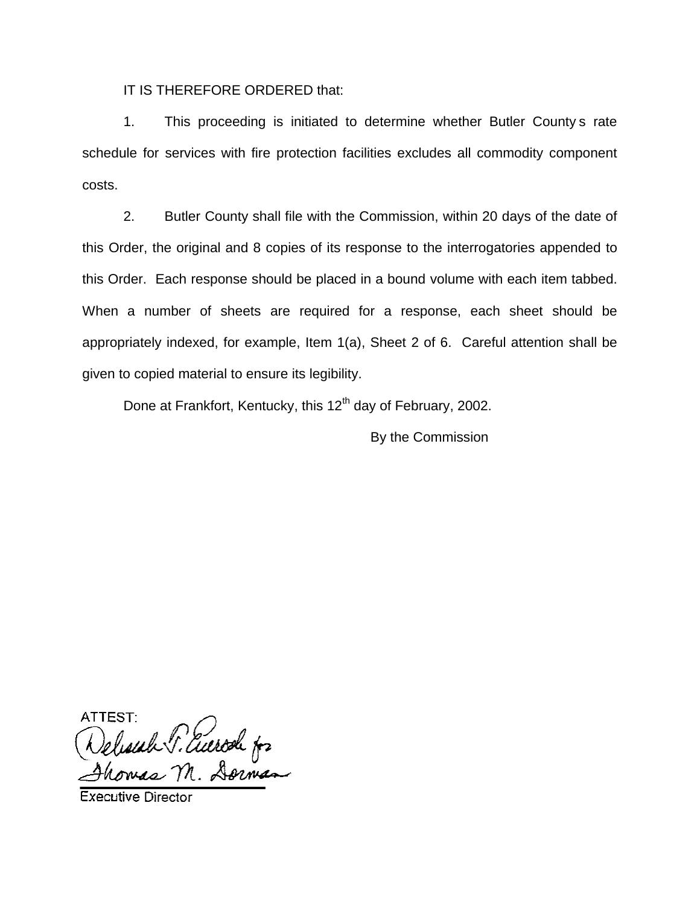IT IS THEREFORE ORDERED that:

1. This proceeding is initiated to determine whether Butler County s rate schedule for services with fire protection facilities excludes all commodity component costs.

2. Butler County shall file with the Commission, within 20 days of the date of this Order, the original and 8 copies of its response to the interrogatories appended to this Order. Each response should be placed in a bound volume with each item tabbed. When a number of sheets are required for a response, each sheet should be appropriately indexed, for example, Item 1(a), Sheet 2 of 6. Careful attention shall be given to copied material to ensure its legibility.

Done at Frankfort, Kentucky, this 12th day of February, 2002.

By the Commission

ATTEST:

Deborah T. Eversole for
Thomas M. Dorman

Executive Director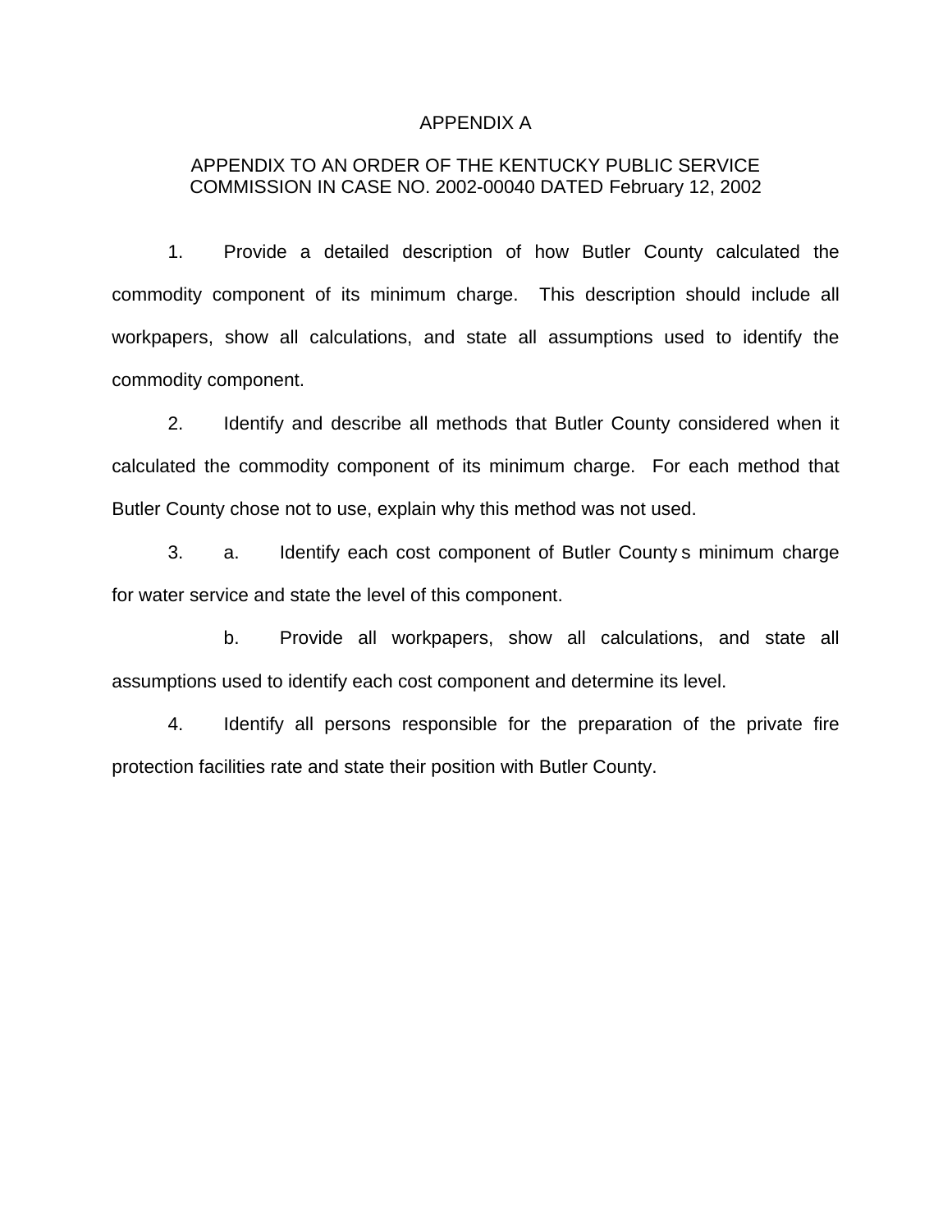# APPENDIX A

## APPENDIX TO AN ORDER OF THE KENTUCKY PUBLIC SERVICE COMMISSION IN CASE NO. 2002-00040 DATED February 12, 2002

1. Provide a detailed description of how Butler County calculated the commodity component of its minimum charge. This description should include all workpapers, show all calculations, and state all assumptions used to identify the commodity component.

2. Identify and describe all methods that Butler County considered when it calculated the commodity component of its minimum charge. For each method that Butler County chose not to use, explain why this method was not used.

3. a. Identify each cost component of Butler County s minimum charge for water service and state the level of this component.

   b. Provide all workpapers, show all calculations, and state all assumptions used to identify each cost component and determine its level.

4. Identify all persons responsible for the preparation of the private fire protection facilities rate and state their position with Butler County.